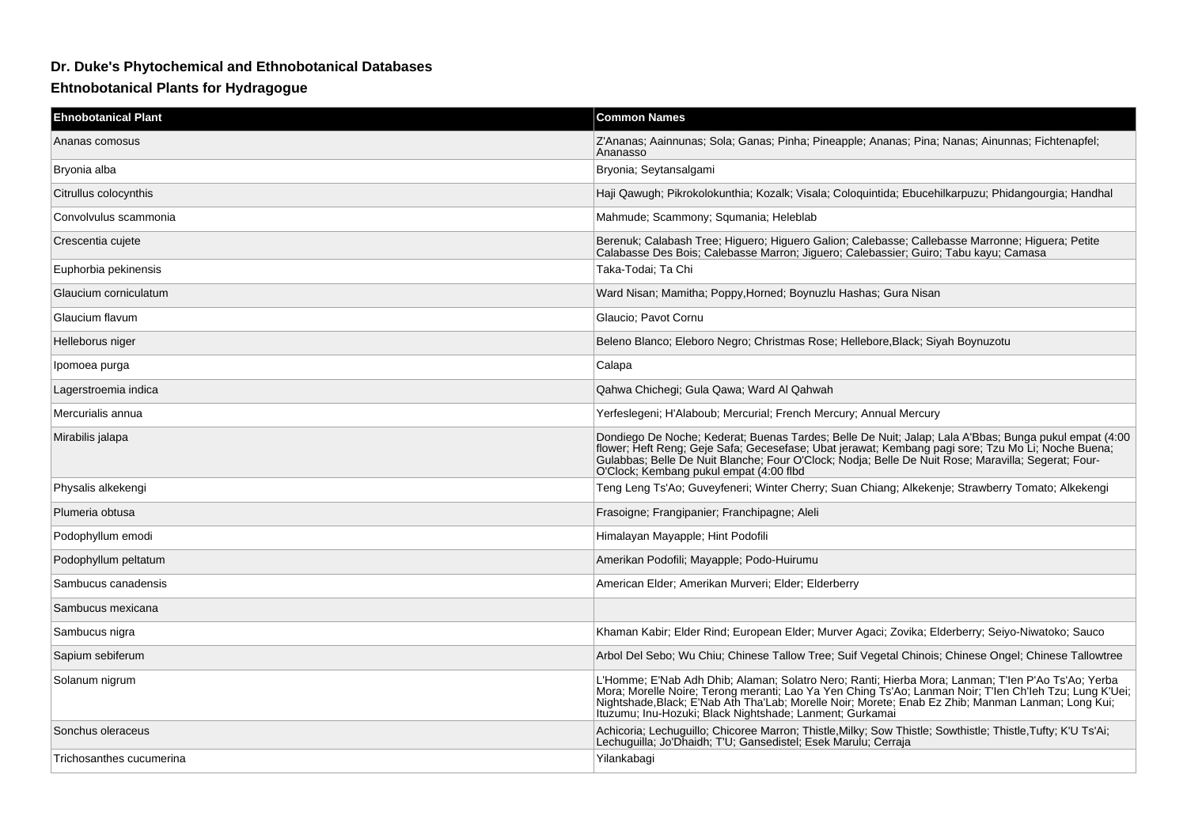## Dr. Duke's Phytochemical and Ethnobotanical Databases

### Ehtnobotanical Plants for Hydragogue

| Ehnobotanical Plant | Common Names |
| --- | --- |
| Ananas comosus | Z'Ananas; Aainnunas; Sola; Ganas; Pinha; Pineapple; Ananas; Pina; Nanas; Ainunnas; Fichtenapfel; Ananasso |
| Bryonia alba | Bryonia; Seytansalgami |
| Citrullus colocynthis | Haji Qawugh; Pikrokolokunthia; Kozalk; Visala; Coloquintida; Ebucehilkarpuzu; Phidangourgia; Handhal |
| Convolvulus scammonia | Mahmude; Scammony; Squmania; Heleblab |
| Crescentia cujete | Berenuk; Calabash Tree; Higuero; Higuero Galion; Calebasse; Callebasse Marronne; Higuera; Petite Calabasse Des Bois; Calebasse Marron; Jiguero; Calebassier; Guiro; Tabu kayu; Camasa |
| Euphorbia pekinensis | Taka-Todai; Ta Chi |
| Glaucium corniculatum | Ward Nisan; Mamitha; Poppy,Horned; Boynuzlu Hashas; Gura Nisan |
| Glaucium flavum | Glaucio; Pavot Cornu |
| Helleborus niger | Beleno Blanco; Eleboro Negro; Christmas Rose; Hellebore,Black; Siyah Boynuzotu |
| Ipomoea purga | Calapa |
| Lagerstroemia indica | Qahwa Chichegi; Gula Qawa; Ward Al Qahwah |
| Mercurialis annua | Yerfeslegeni; H'Alaboub; Mercurial; French Mercury; Annual Mercury |
| Mirabilis jalapa | Dondiego De Noche; Kederat; Buenas Tardes; Belle De Nuit; Jalap; Lala A'Bbas; Bunga pukul empat (4:00 flower; Heft Reng; Geje Safa; Gecesefase; Ubat jerawat; Kembang pagi sore; Tzu Mo Li; Noche Buena; Gulabbas; Belle De Nuit Blanche; Four O'Clock; Nodja; Belle De Nuit Rose; Maravilla; Segerat; Four-O'Clock; Kembang pukul empat (4:00 flbd |
| Physalis alkekengi | Teng Leng Ts'Ao; Guveyfeneri; Winter Cherry; Suan Chiang; Alkekenje; Strawberry Tomato; Alkekengi |
| Plumeria obtusa | Frasoigne; Frangipanier; Franchipagne; Aleli |
| Podophyllum emodi | Himalayan Mayapple; Hint Podofili |
| Podophyllum peltatum | Amerikan Podofili; Mayapple; Podo-Huirumu |
| Sambucus canadensis | American Elder; Amerikan Murveri; Elder; Elderberry |
| Sambucus mexicana | |
| Sambucus nigra | Khaman Kabir; Elder Rind; European Elder; Murver Agaci; Zovika; Elderberry; Seiyo-Niwatoko; Sauco |
| Sapium sebiferum | Arbol Del Sebo; Wu Chiu; Chinese Tallow Tree; Suif Vegetal Chinois; Chinese Ongel; Chinese Tallowtree |
| Solanum nigrum | L'Homme; E'Nab Adh Dhib; Alaman; Solatro Nero; Ranti; Hierba Mora; Lanman; T'Ien P'Ao Ts'Ao; Yerba Mora; Morelle Noire; Terong meranti; Lao Ya Yen Ching Ts'Ao; Lanman Noir; T'Ien Ch'Ieh Tzu; Lung K'Uei; Nightshade,Black; E'Nab Ath Tha'Lab; Morelle Noir; Morete; Enab Ez Zhib; Manman Lanman; Long Kui; Ituzumu; Inu-Hozuki; Black Nightshade; Lanment; Gurkamai |
| Sonchus oleraceus | Achicoria; Lechuguillo; Chicoree Marron; Thistle,Milky; Sow Thistle; Sowthistle; Thistle,Tufty; K'U Ts'Ai; Lechuguilla; Jo'Dhaidh; T'U; Gansedistel; Esek Marulu; Cerraja |
| Trichosanthes cucumerina | Yilankabagi |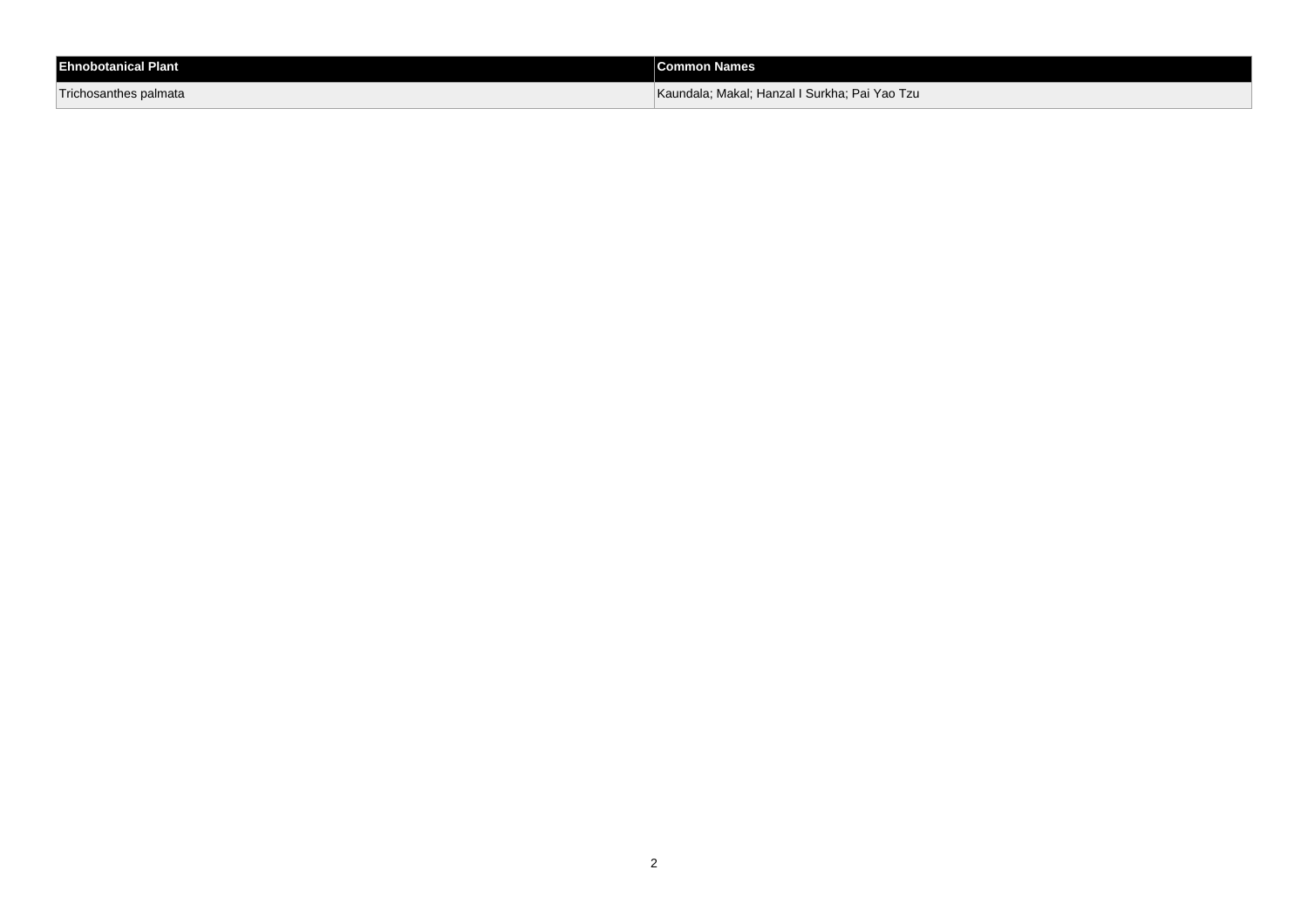| Ehnobotanical Plant | Common Names |
| --- | --- |
| Trichosanthes palmata | Kaundala; Makal; Hanzal I Surkha; Pai Yao Tzu |